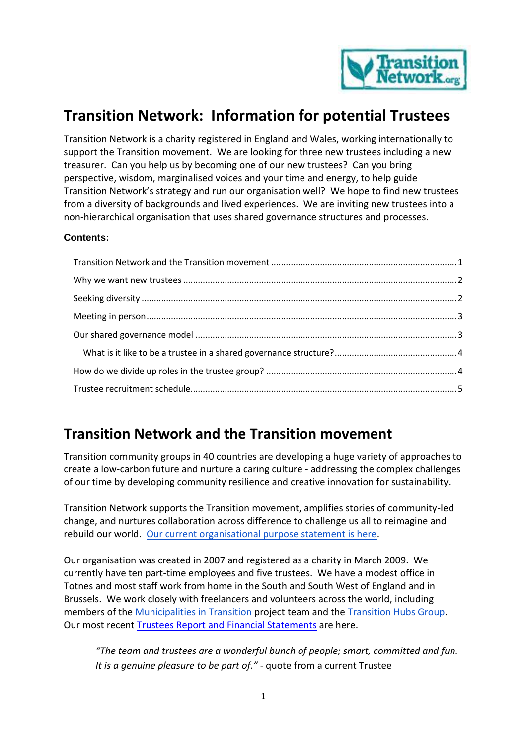# Transition Network: Information for potential Trustees

Transition Network is a charity registered in England and Wales, working internationally to support the Transition movement. We are looking for three new trustees including a new treasurer. Can you help us by becoming one of our new trustees? Can you bring perspective, wisdom, marginalised voices and your time and energy, to help guide Transition Network's strategy and run our organisation well? We hope to find new trustees from a diversity of backgrounds and lived experiences. We are inviting new trustees into a non-hierarchical organisation that uses shared governance structures and processes.

**Contents:**

- Transition Network and the Transition movement ..... 1
- Why we want new trustees ..... 2
- Seeking diversity ..... 2
- Meeting in person ..... 3
- Our shared governance model ..... 3
  - What is it like to be a trustee in a shared governance structure? ..... 4
- How do we divide up roles in the trustee group? ..... 4
- Trustee recruitment schedule ..... 5

## Transition Network and the Transition movement

Transition community groups in 40 countries are developing a huge variety of approaches to create a low-carbon future and nurture a caring culture - addressing the complex challenges of our time by developing community resilience and creative innovation for sustainability.

Transition Network supports the Transition movement, amplifies stories of community-led change, and nurtures collaboration across difference to challenge us all to reimagine and rebuild our world. Our current organisational purpose statement is here.

Our organisation was created in 2007 and registered as a charity in March 2009. We currently have ten part-time employees and five trustees. We have a modest office in Totnes and most staff work from home in the South and South West of England and in Brussels. We work closely with freelancers and volunteers across the world, including members of the Municipalities in Transition project team and the Transition Hubs Group. Our most recent Trustees Report and Financial Statements are here.

> *"The team and trustees are a wonderful bunch of people; smart, committed and fun. It is a genuine pleasure to be part of."* - quote from a current Trustee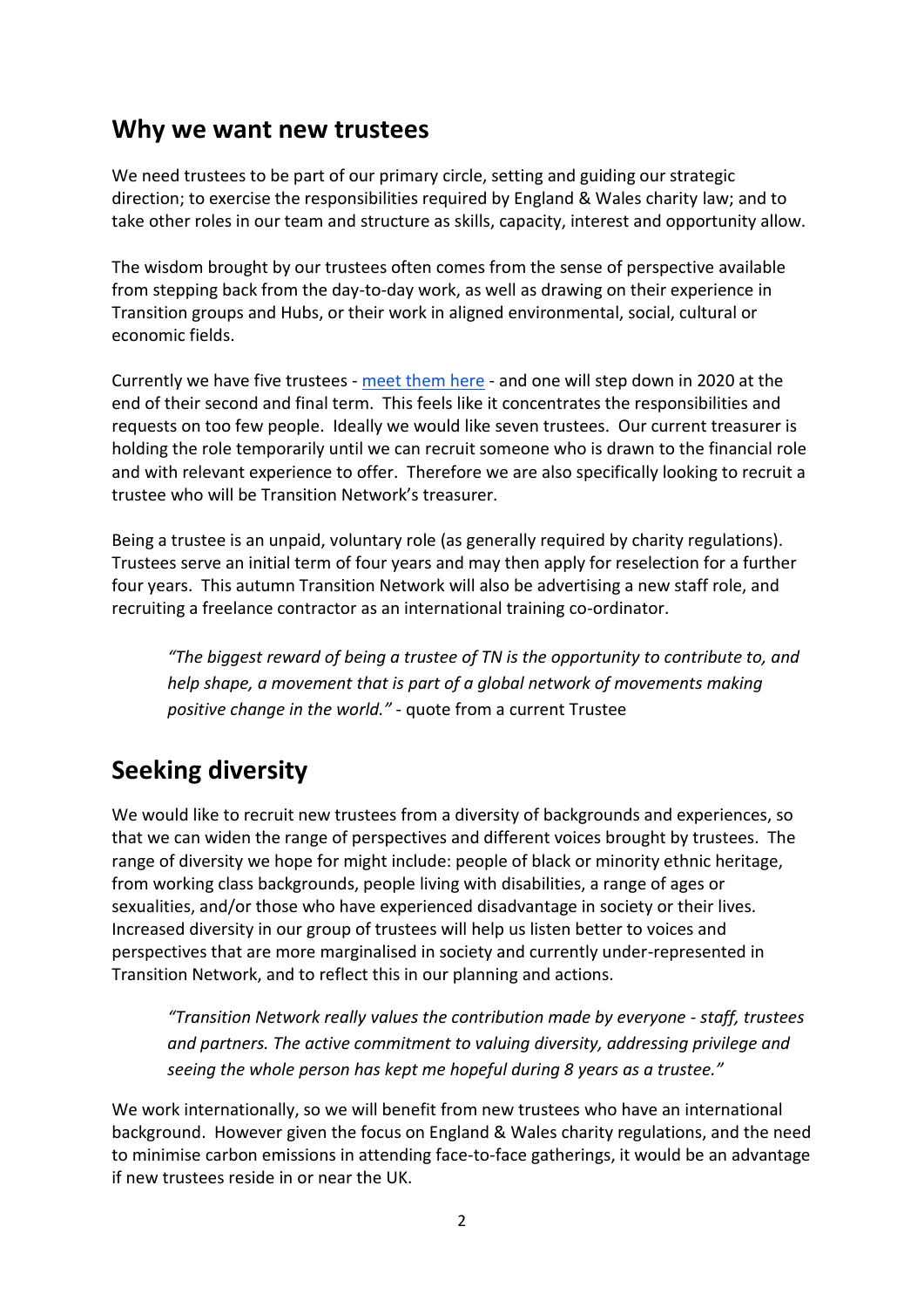## Why we want new trustees

We need trustees to be part of our primary circle, setting and guiding our strategic direction; to exercise the responsibilities required by England & Wales charity law; and to take other roles in our team and structure as skills, capacity, interest and opportunity allow.

The wisdom brought by our trustees often comes from the sense of perspective available from stepping back from the day-to-day work, as well as drawing on their experience in Transition groups and Hubs, or their work in aligned environmental, social, cultural or economic fields.

Currently we have five trustees - meet them here - and one will step down in 2020 at the end of their second and final term. This feels like it concentrates the responsibilities and requests on too few people. Ideally we would like seven trustees. Our current treasurer is holding the role temporarily until we can recruit someone who is drawn to the financial role and with relevant experience to offer. Therefore we are also specifically looking to recruit a trustee who will be Transition Network's treasurer.

Being a trustee is an unpaid, voluntary role (as generally required by charity regulations). Trustees serve an initial term of four years and may then apply for reselection for a further four years. This autumn Transition Network will also be advertising a new staff role, and recruiting a freelance contractor as an international training co-ordinator.

> *"The biggest reward of being a trustee of TN is the opportunity to contribute to, and help shape, a movement that is part of a global network of movements making positive change in the world."* - quote from a current Trustee

## Seeking diversity

We would like to recruit new trustees from a diversity of backgrounds and experiences, so that we can widen the range of perspectives and different voices brought by trustees. The range of diversity we hope for might include: people of black or minority ethnic heritage, from working class backgrounds, people living with disabilities, a range of ages or sexualities, and/or those who have experienced disadvantage in society or their lives. Increased diversity in our group of trustees will help us listen better to voices and perspectives that are more marginalised in society and currently under-represented in Transition Network, and to reflect this in our planning and actions.

> *"Transition Network really values the contribution made by everyone - staff, trustees and partners. The active commitment to valuing diversity, addressing privilege and seeing the whole person has kept me hopeful during 8 years as a trustee."*

We work internationally, so we will benefit from new trustees who have an international background. However given the focus on England & Wales charity regulations, and the need to minimise carbon emissions in attending face-to-face gatherings, it would be an advantage if new trustees reside in or near the UK.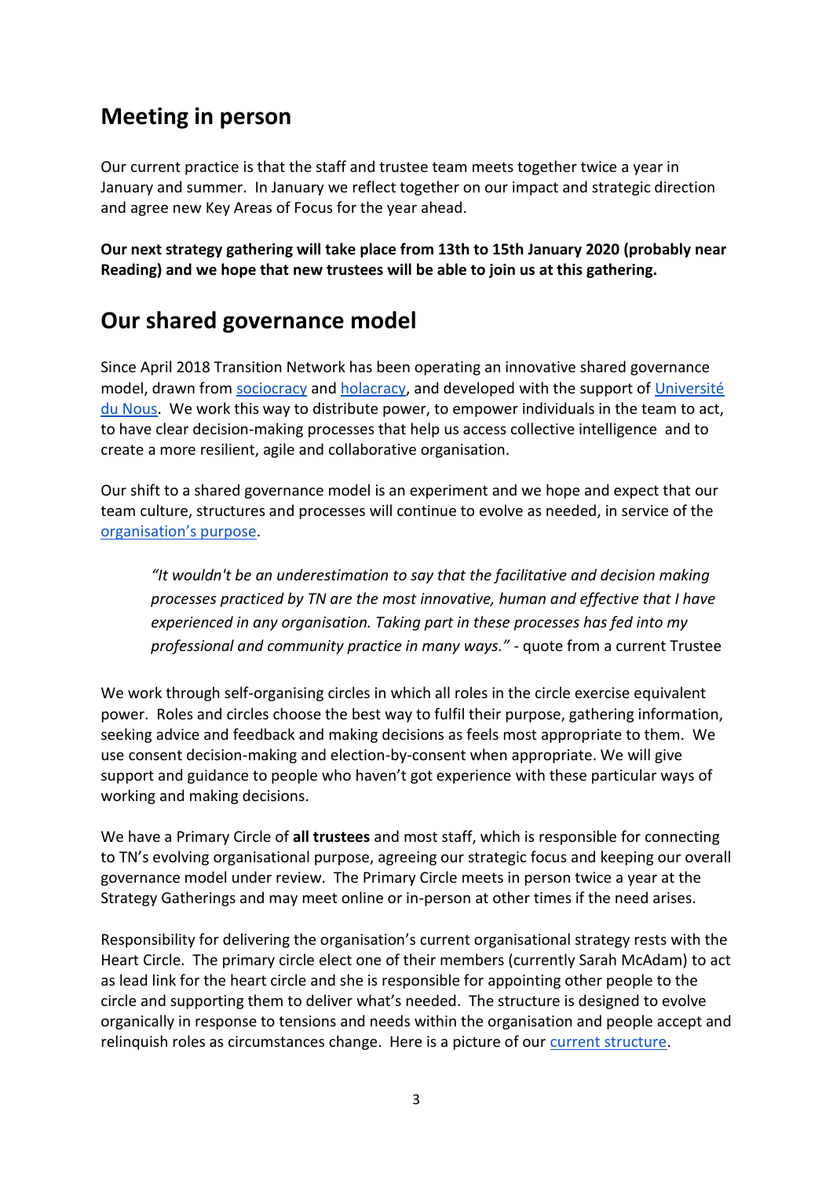## Meeting in person

Our current practice is that the staff and trustee team meets together twice a year in January and summer. In January we reflect together on our impact and strategic direction and agree new Key Areas of Focus for the year ahead.

**Our next strategy gathering will take place from 13th to 15th January 2020 (probably near Reading) and we hope that new trustees will be able to join us at this gathering.**

## Our shared governance model

Since April 2018 Transition Network has been operating an innovative shared governance model, drawn from sociocracy and holacracy, and developed with the support of Université du Nous. We work this way to distribute power, to empower individuals in the team to act, to have clear decision-making processes that help us access collective intelligence and to create a more resilient, agile and collaborative organisation.

Our shift to a shared governance model is an experiment and we hope and expect that our team culture, structures and processes will continue to evolve as needed, in service of the organisation's purpose.

> *"It wouldn't be an underestimation to say that the facilitative and decision making processes practiced by TN are the most innovative, human and effective that I have experienced in any organisation. Taking part in these processes has fed into my professional and community practice in many ways."* - quote from a current Trustee

We work through self-organising circles in which all roles in the circle exercise equivalent power. Roles and circles choose the best way to fulfil their purpose, gathering information, seeking advice and feedback and making decisions as feels most appropriate to them. We use consent decision-making and election-by-consent when appropriate. We will give support and guidance to people who haven't got experience with these particular ways of working and making decisions.

We have a Primary Circle of **all trustees** and most staff, which is responsible for connecting to TN's evolving organisational purpose, agreeing our strategic focus and keeping our overall governance model under review. The Primary Circle meets in person twice a year at the Strategy Gatherings and may meet online or in-person at other times if the need arises.

Responsibility for delivering the organisation's current organisational strategy rests with the Heart Circle. The primary circle elect one of their members (currently Sarah McAdam) to act as lead link for the heart circle and she is responsible for appointing other people to the circle and supporting them to deliver what's needed. The structure is designed to evolve organically in response to tensions and needs within the organisation and people accept and relinquish roles as circumstances change. Here is a picture of our current structure.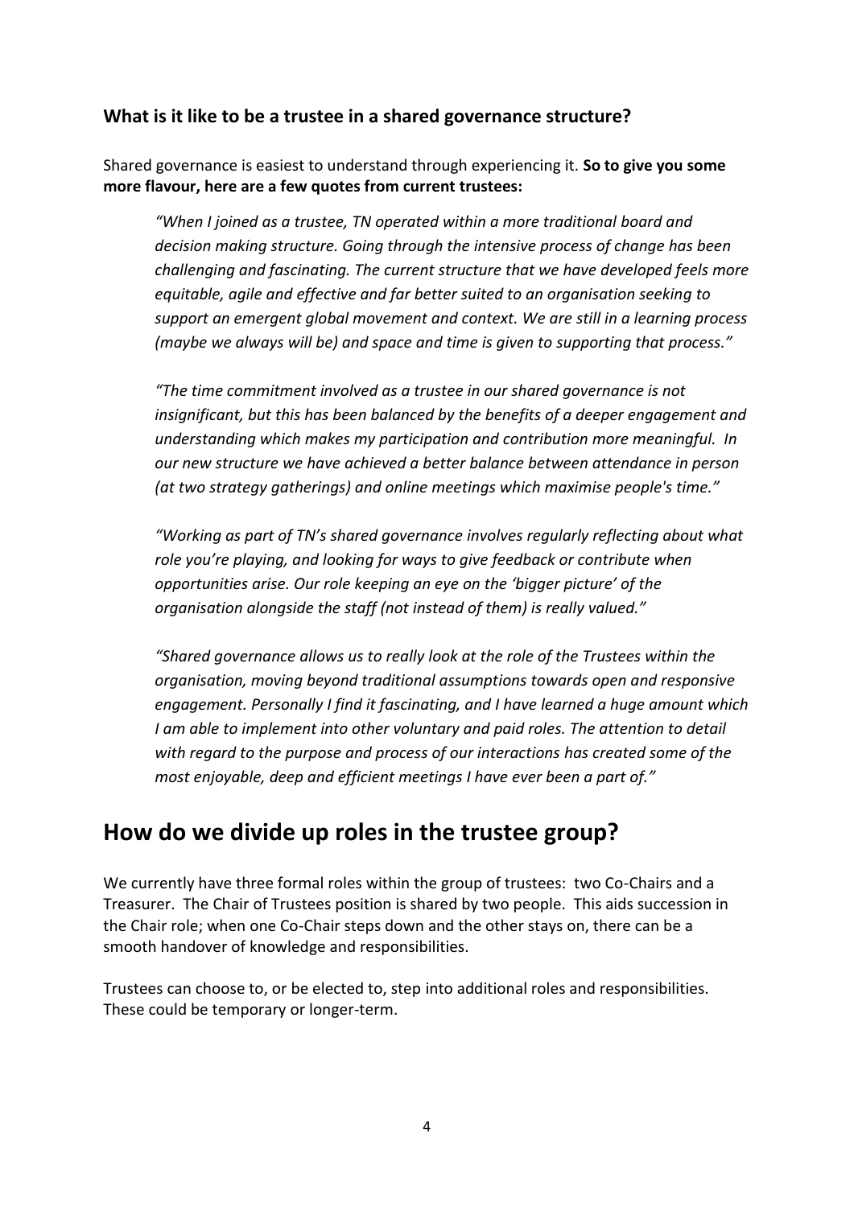### What is it like to be a trustee in a shared governance structure?

Shared governance is easiest to understand through experiencing it. **So to give you some more flavour, here are a few quotes from current trustees:**

> *"When I joined as a trustee, TN operated within a more traditional board and decision making structure. Going through the intensive process of change has been challenging and fascinating. The current structure that we have developed feels more equitable, agile and effective and far better suited to an organisation seeking to support an emergent global movement and context. We are still in a learning process (maybe we always will be) and space and time is given to supporting that process."*

> *"The time commitment involved as a trustee in our shared governance is not insignificant, but this has been balanced by the benefits of a deeper engagement and understanding which makes my participation and contribution more meaningful. In our new structure we have achieved a better balance between attendance in person (at two strategy gatherings) and online meetings which maximise people's time."*

> *"Working as part of TN's shared governance involves regularly reflecting about what role you're playing, and looking for ways to give feedback or contribute when opportunities arise. Our role keeping an eye on the 'bigger picture' of the organisation alongside the staff (not instead of them) is really valued."*

> *"Shared governance allows us to really look at the role of the Trustees within the organisation, moving beyond traditional assumptions towards open and responsive engagement. Personally I find it fascinating, and I have learned a huge amount which I am able to implement into other voluntary and paid roles. The attention to detail with regard to the purpose and process of our interactions has created some of the most enjoyable, deep and efficient meetings I have ever been a part of."*

## How do we divide up roles in the trustee group?

We currently have three formal roles within the group of trustees: two Co-Chairs and a Treasurer. The Chair of Trustees position is shared by two people. This aids succession in the Chair role; when one Co-Chair steps down and the other stays on, there can be a smooth handover of knowledge and responsibilities.

Trustees can choose to, or be elected to, step into additional roles and responsibilities. These could be temporary or longer-term.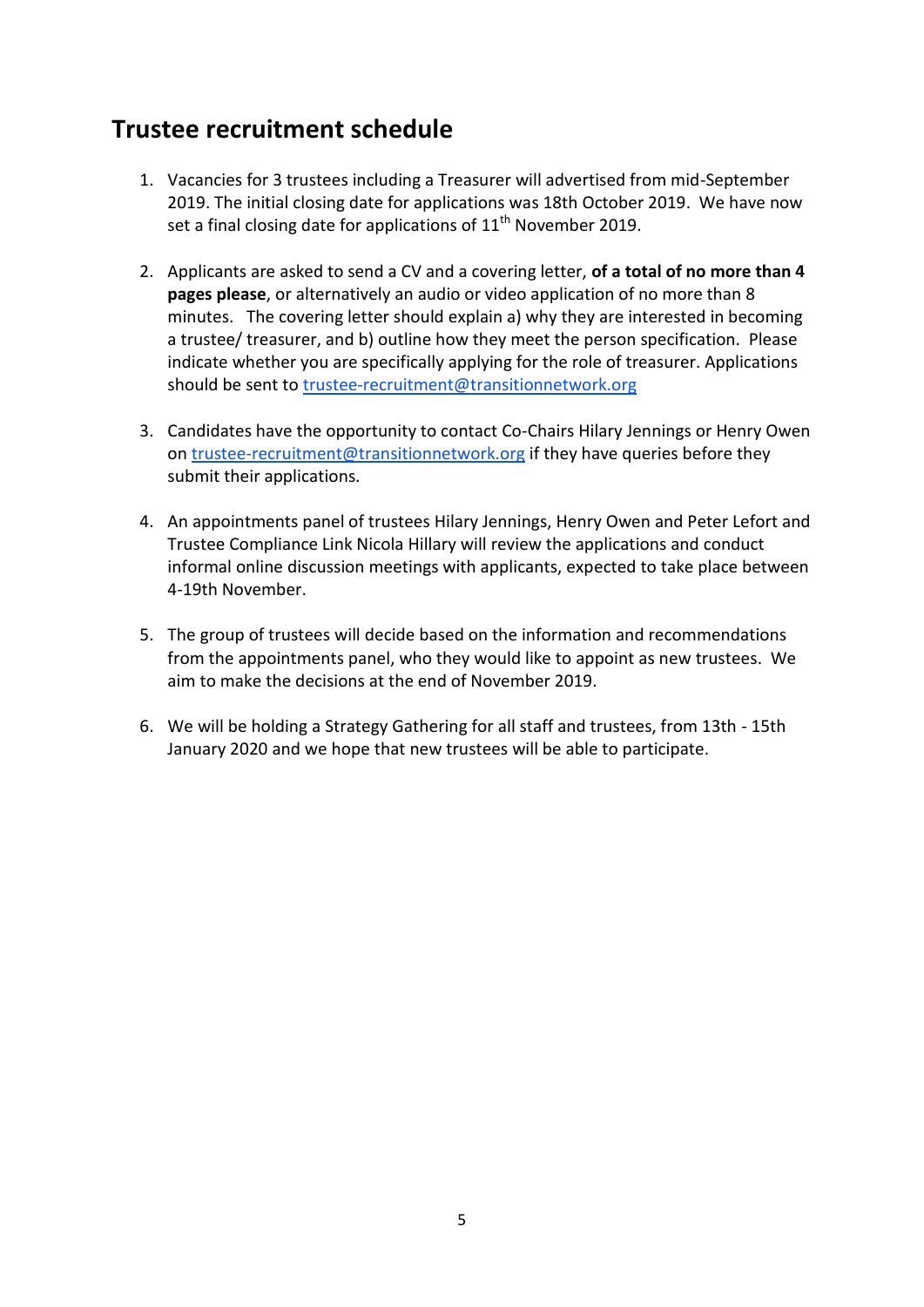## Trustee recruitment schedule

1. Vacancies for 3 trustees including a Treasurer will advertised from mid-September 2019. The initial closing date for applications was 18th October 2019. We have now set a final closing date for applications of 11th November 2019.

2. Applicants are asked to send a CV and a covering letter, **of a total of no more than 4 pages please**, or alternatively an audio or video application of no more than 8 minutes. The covering letter should explain a) why they are interested in becoming a trustee/ treasurer, and b) outline how they meet the person specification. Please indicate whether you are specifically applying for the role of treasurer. Applications should be sent to trustee-recruitment@transitionnetwork.org

3. Candidates have the opportunity to contact Co-Chairs Hilary Jennings or Henry Owen on trustee-recruitment@transitionnetwork.org if they have queries before they submit their applications.

4. An appointments panel of trustees Hilary Jennings, Henry Owen and Peter Lefort and Trustee Compliance Link Nicola Hillary will review the applications and conduct informal online discussion meetings with applicants, expected to take place between 4-19th November.

5. The group of trustees will decide based on the information and recommendations from the appointments panel, who they would like to appoint as new trustees. We aim to make the decisions at the end of November 2019.

6. We will be holding a Strategy Gathering for all staff and trustees, from 13th - 15th January 2020 and we hope that new trustees will be able to participate.